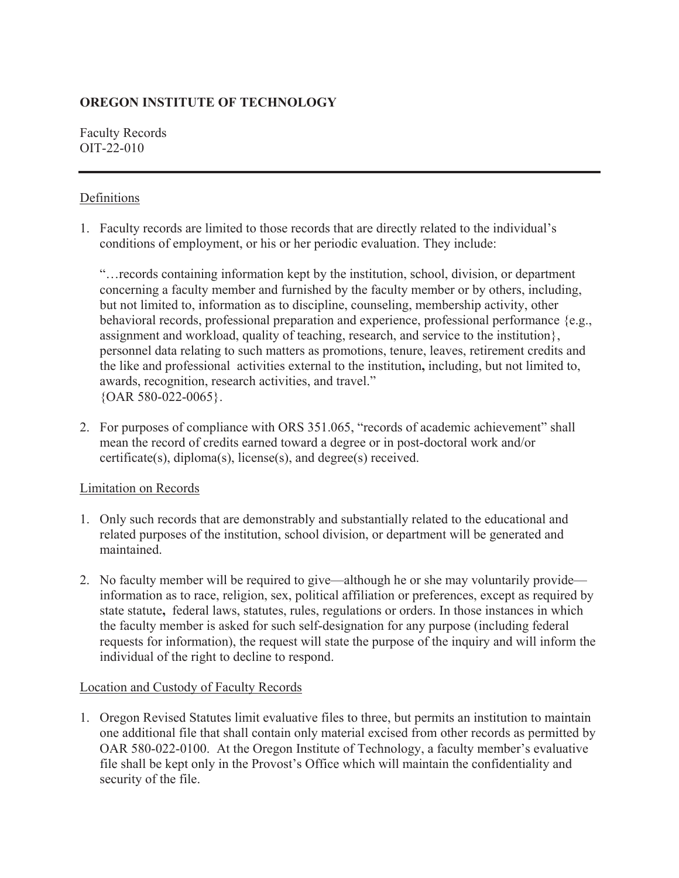**OREGON INSTITUTE OF TECHNOLOGY**

Faculty Records
OIT-22-010

---

<u>Definitions</u>

1. Faculty records are limited to those records that are directly related to the individual's conditions of employment, or his or her periodic evaluation. They include:

   "…records containing information kept by the institution, school, division, or department concerning a faculty member and furnished by the faculty member or by others, including, but not limited to, information as to discipline, counseling, membership activity, other behavioral records, professional preparation and experience, professional performance {e.g., assignment and workload, quality of teaching, research, and service to the institution}, personnel data relating to such matters as promotions, tenure, leaves, retirement credits and the like and professional activities external to the institution**,** including, but not limited to, awards, recognition, research activities, and travel."
   {OAR 580-022-0065}.

2. For purposes of compliance with ORS 351.065, "records of academic achievement" shall mean the record of credits earned toward a degree or in post-doctoral work and/or certificate(s), diploma(s), license(s), and degree(s) received.

<u>Limitation on Records</u>

1. Only such records that are demonstrably and substantially related to the educational and related purposes of the institution, school division, or department will be generated and maintained.

2. No faculty member will be required to give—although he or she may voluntarily provide—information as to race, religion, sex, political affiliation or preferences, except as required by state statute**,** federal laws, statutes, rules, regulations or orders. In those instances in which the faculty member is asked for such self-designation for any purpose (including federal requests for information), the request will state the purpose of the inquiry and will inform the individual of the right to decline to respond.

<u>Location and Custody of Faculty Records</u>

1. Oregon Revised Statutes limit evaluative files to three, but permits an institution to maintain one additional file that shall contain only material excised from other records as permitted by OAR 580-022-0100. At the Oregon Institute of Technology, a faculty member's evaluative file shall be kept only in the Provost's Office which will maintain the confidentiality and security of the file.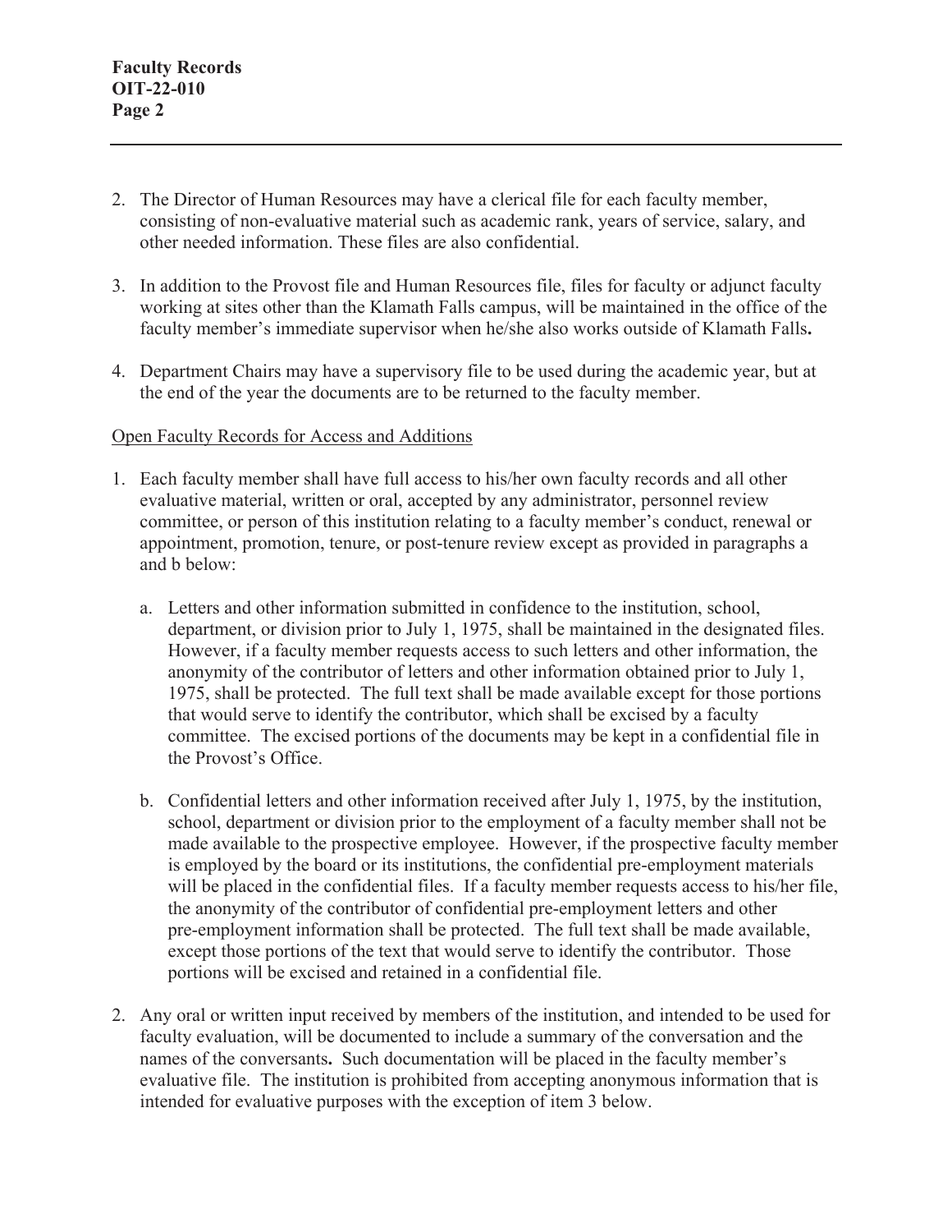2. The Director of Human Resources may have a clerical file for each faculty member, consisting of non-evaluative material such as academic rank, years of service, salary, and other needed information. These files are also confidential.

3. In addition to the Provost file and Human Resources file, files for faculty or adjunct faculty working at sites other than the Klamath Falls campus, will be maintained in the office of the faculty member's immediate supervisor when he/she also works outside of Klamath Falls**.**

4. Department Chairs may have a supervisory file to be used during the academic year, but at the end of the year the documents are to be returned to the faculty member.

<u>Open Faculty Records for Access and Additions</u>

1. Each faculty member shall have full access to his/her own faculty records and all other evaluative material, written or oral, accepted by any administrator, personnel review committee, or person of this institution relating to a faculty member's conduct, renewal or appointment, promotion, tenure, or post-tenure review except as provided in paragraphs a and b below:

   a. Letters and other information submitted in confidence to the institution, school, department, or division prior to July 1, 1975, shall be maintained in the designated files. However, if a faculty member requests access to such letters and other information, the anonymity of the contributor of letters and other information obtained prior to July 1, 1975, shall be protected. The full text shall be made available except for those portions that would serve to identify the contributor, which shall be excised by a faculty committee. The excised portions of the documents may be kept in a confidential file in the Provost's Office.

   b. Confidential letters and other information received after July 1, 1975, by the institution, school, department or division prior to the employment of a faculty member shall not be made available to the prospective employee. However, if the prospective faculty member is employed by the board or its institutions, the confidential pre-employment materials will be placed in the confidential files. If a faculty member requests access to his/her file, the anonymity of the contributor of confidential pre-employment letters and other pre-employment information shall be protected. The full text shall be made available, except those portions of the text that would serve to identify the contributor. Those portions will be excised and retained in a confidential file.

2. Any oral or written input received by members of the institution, and intended to be used for faculty evaluation, will be documented to include a summary of the conversation and the names of the conversants**.** Such documentation will be placed in the faculty member's evaluative file. The institution is prohibited from accepting anonymous information that is intended for evaluative purposes with the exception of item 3 below.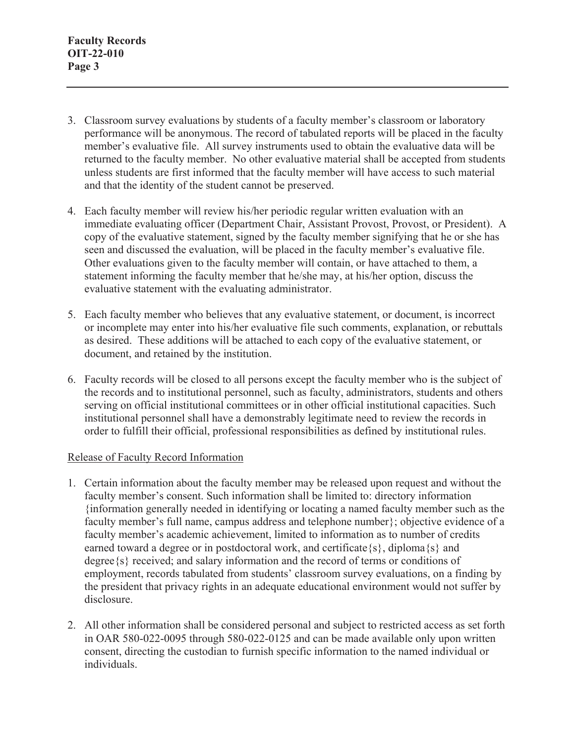3. Classroom survey evaluations by students of a faculty member's classroom or laboratory performance will be anonymous. The record of tabulated reports will be placed in the faculty member's evaluative file. All survey instruments used to obtain the evaluative data will be returned to the faculty member. No other evaluative material shall be accepted from students unless students are first informed that the faculty member will have access to such material and that the identity of the student cannot be preserved.

4. Each faculty member will review his/her periodic regular written evaluation with an immediate evaluating officer (Department Chair, Assistant Provost, Provost, or President). A copy of the evaluative statement, signed by the faculty member signifying that he or she has seen and discussed the evaluation, will be placed in the faculty member's evaluative file. Other evaluations given to the faculty member will contain, or have attached to them, a statement informing the faculty member that he/she may, at his/her option, discuss the evaluative statement with the evaluating administrator.

5. Each faculty member who believes that any evaluative statement, or document, is incorrect or incomplete may enter into his/her evaluative file such comments, explanation, or rebuttals as desired. These additions will be attached to each copy of the evaluative statement, or document, and retained by the institution.

6. Faculty records will be closed to all persons except the faculty member who is the subject of the records and to institutional personnel, such as faculty, administrators, students and others serving on official institutional committees or in other official institutional capacities. Such institutional personnel shall have a demonstrably legitimate need to review the records in order to fulfill their official, professional responsibilities as defined by institutional rules.

<u>Release of Faculty Record Information</u>

1. Certain information about the faculty member may be released upon request and without the faculty member's consent. Such information shall be limited to: directory information {information generally needed in identifying or locating a named faculty member such as the faculty member's full name, campus address and telephone number}; objective evidence of a faculty member's academic achievement, limited to information as to number of credits earned toward a degree or in postdoctoral work, and certificate{s}, diploma{s} and degree{s} received; and salary information and the record of terms or conditions of employment, records tabulated from students' classroom survey evaluations, on a finding by the president that privacy rights in an adequate educational environment would not suffer by disclosure.

2. All other information shall be considered personal and subject to restricted access as set forth in OAR 580-022-0095 through 580-022-0125 and can be made available only upon written consent, directing the custodian to furnish specific information to the named individual or individuals.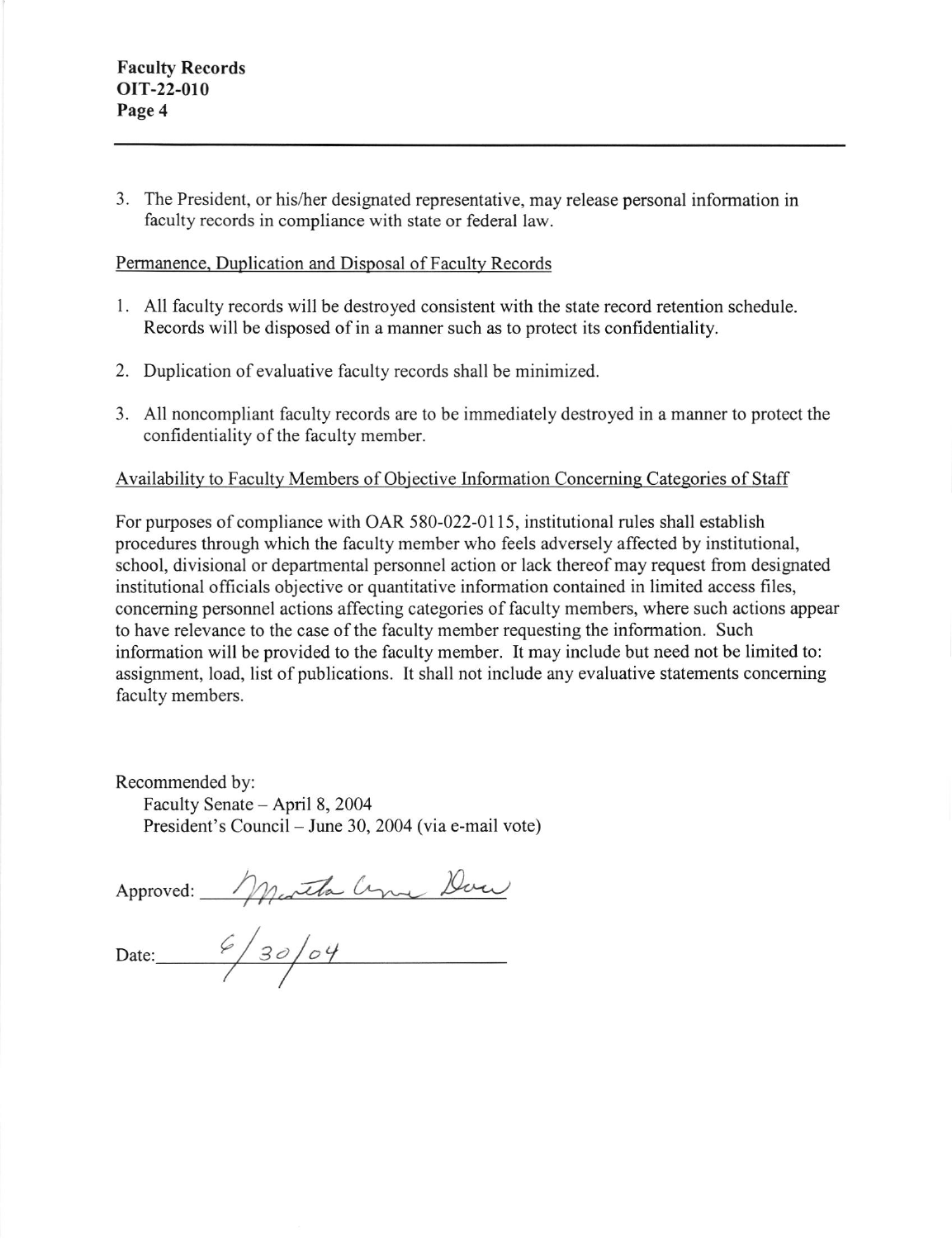3. The President, or his/her designated representative, may release personal information in faculty records in compliance with state or federal law.

Permanence, Duplication and Disposal of Faculty Records

1. All faculty records will be destroyed consistent with the state record retention schedule. Records will be disposed of in a manner such as to protect its confidentiality.

2. Duplication of evaluative faculty records shall be minimized.

3. All noncompliant faculty records are to be immediately destroyed in a manner to protect the confidentiality of the faculty member.

Availability to Faculty Members of Objective Information Concerning Categories of Staff

For purposes of compliance with OAR 580-022-0115, institutional rules shall establish procedures through which the faculty member who feels adversely affected by institutional, school, divisional or departmental personnel action or lack thereof may request from designated institutional officials objective or quantitative information contained in limited access files, concerning personnel actions affecting categories of faculty members, where such actions appear to have relevance to the case of the faculty member requesting the information. Such information will be provided to the faculty member. It may include but need not be limited to: assignment, load, list of publications. It shall not include any evaluative statements concerning faculty members.

Recommended by:
Faculty Senate – April 8, 2004
President's Council – June 30, 2004 (via e-mail vote)

Approved: Martha Anne Dow

Date: 6/30/04